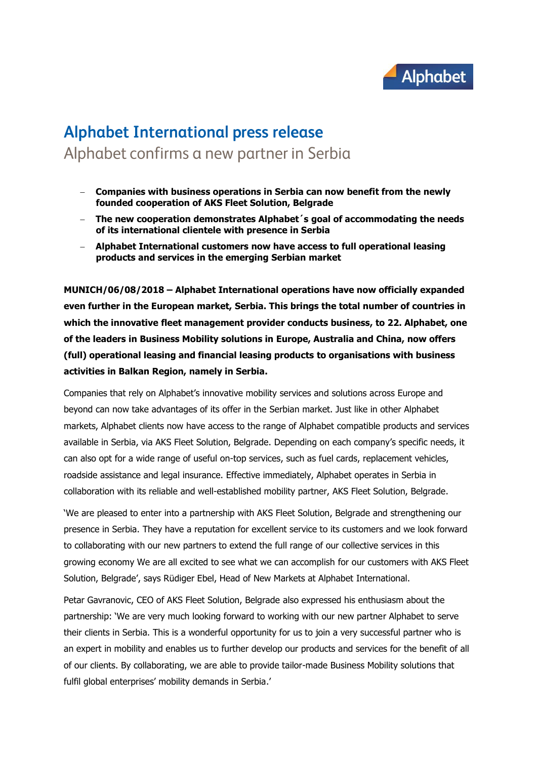# Alphabet International press release

## Alphabet confirms a new partner in Serbia

- **Companies with business operations in Serbia can now benefit from the newly founded cooperation of AKS Fleet Solution, Belgrade**
- **The new cooperation demonstrates Alphabet´s goal of accommodating the needs of its international clientele with presence in Serbia**
- **Alphabet International customers now have access to full operational leasing products and services in the emerging Serbian market**

**MUNICH/06/08/2018 – Alphabet International operations have now officially expanded even further in the European market, Serbia. This brings the total number of countries in which the innovative fleet management provider conducts business, to 22. Alphabet, one of the leaders in Business Mobility solutions in Europe, Australia and China, now offers (full) operational leasing and financial leasing products to organisations with business activities in Balkan Region, namely in Serbia.**

Companies that rely on Alphabet's innovative mobility services and solutions across Europe and beyond can now take advantages of its offer in the Serbian market. Just like in other Alphabet markets, Alphabet clients now have access to the range of Alphabet compatible products and services available in Serbia, via AKS Fleet Solution, Belgrade. Depending on each company's specific needs, it can also opt for a wide range of useful on-top services, such as fuel cards, replacement vehicles, roadside assistance and legal insurance. Effective immediately, Alphabet operates in Serbia in collaboration with its reliable and well-established mobility partner, AKS Fleet Solution, Belgrade.

'We are pleased to enter into a partnership with AKS Fleet Solution, Belgrade and strengthening our presence in Serbia. They have a reputation for excellent service to its customers and we look forward to collaborating with our new partners to extend the full range of our collective services in this growing economy We are all excited to see what we can accomplish for our customers with AKS Fleet Solution, Belgrade', says Rüdiger Ebel, Head of New Markets at Alphabet International.

Petar Gavranovic, CEO of AKS Fleet Solution, Belgrade also expressed his enthusiasm about the partnership: 'We are very much looking forward to working with our new partner Alphabet to serve their clients in Serbia. This is a wonderful opportunity for us to join a very successful partner who is an expert in mobility and enables us to further develop our products and services for the benefit of all of our clients. By collaborating, we are able to provide tailor-made Business Mobility solutions that fulfil global enterprises' mobility demands in Serbia.'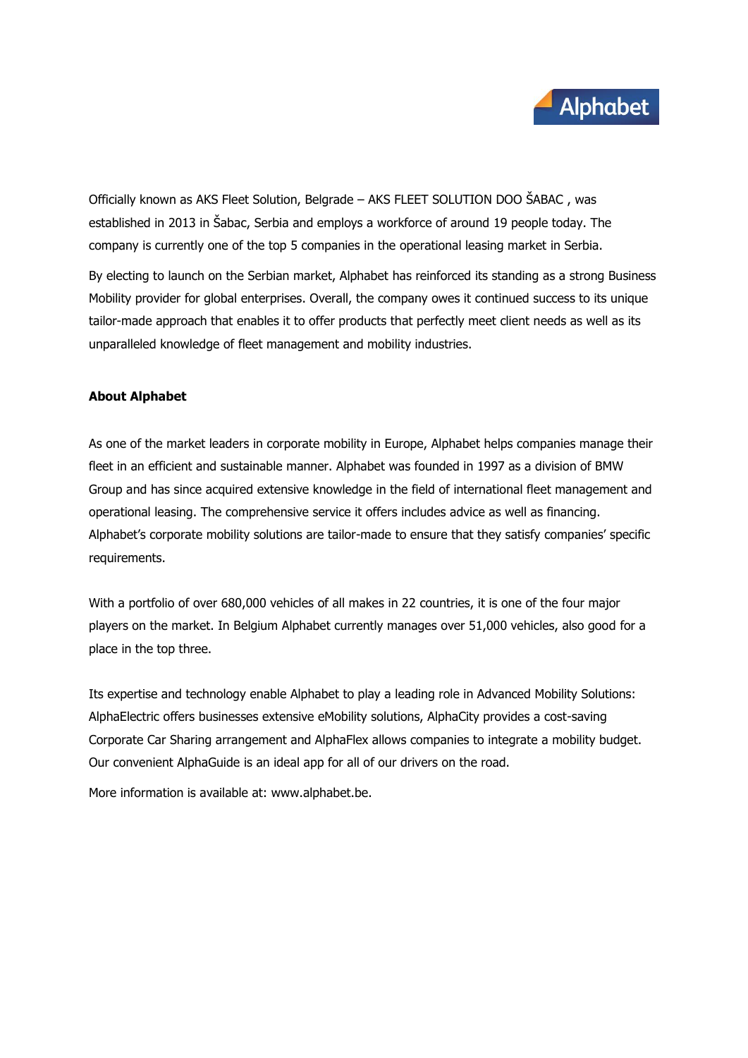Officially known as AKS Fleet Solution, Belgrade – AKS FLEET SOLUTION DOO ŠABAC , was established in 2013 in Šabac, Serbia and employs a workforce of around 19 people today. The company is currently one of the top 5 companies in the operational leasing market in Serbia.

By electing to launch on the Serbian market, Alphabet has reinforced its standing as a strong Business Mobility provider for global enterprises. Overall, the company owes it continued success to its unique tailor-made approach that enables it to offer products that perfectly meet client needs as well as its unparalleled knowledge of fleet management and mobility industries.

**About Alphabet**

As one of the market leaders in corporate mobility in Europe, Alphabet helps companies manage their fleet in an efficient and sustainable manner. Alphabet was founded in 1997 as a division of BMW Group and has since acquired extensive knowledge in the field of international fleet management and operational leasing. The comprehensive service it offers includes advice as well as financing. Alphabet's corporate mobility solutions are tailor-made to ensure that they satisfy companies' specific requirements.

With a portfolio of over 680,000 vehicles of all makes in 22 countries, it is one of the four major players on the market. In Belgium Alphabet currently manages over 51,000 vehicles, also good for a place in the top three.

Its expertise and technology enable Alphabet to play a leading role in Advanced Mobility Solutions: AlphaElectric offers businesses extensive eMobility solutions, AlphaCity provides a cost-saving Corporate Car Sharing arrangement and AlphaFlex allows companies to integrate a mobility budget. Our convenient AlphaGuide is an ideal app for all of our drivers on the road.

More information is available at: www.alphabet.be.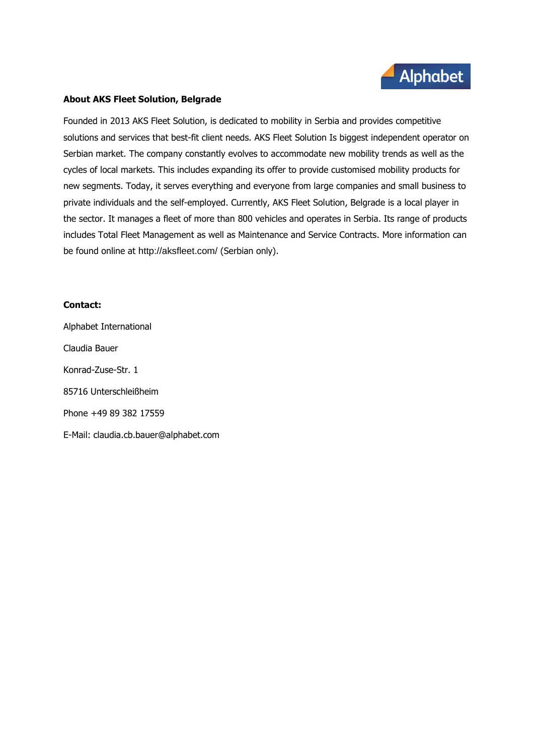**About AKS Fleet Solution, Belgrade**

Founded in 2013 AKS Fleet Solution, is dedicated to mobility in Serbia and provides competitive solutions and services that best-fit client needs. AKS Fleet Solution Is biggest independent operator on Serbian market. The company constantly evolves to accommodate new mobility trends as well as the cycles of local markets. This includes expanding its offer to provide customised mobility products for new segments. Today, it serves everything and everyone from large companies and small business to private individuals and the self-employed. Currently, AKS Fleet Solution, Belgrade is a local player in the sector. It manages a fleet of more than 800 vehicles and operates in Serbia. Its range of products includes Total Fleet Management as well as Maintenance and Service Contracts. More information can be found online at http://aksfleet.com/ (Serbian only).

**Contact:**

Alphabet International

Claudia Bauer

Konrad-Zuse-Str. 1

85716 Unterschleißheim

Phone +49 89 382 17559

E-Mail: claudia.cb.bauer@alphabet.com